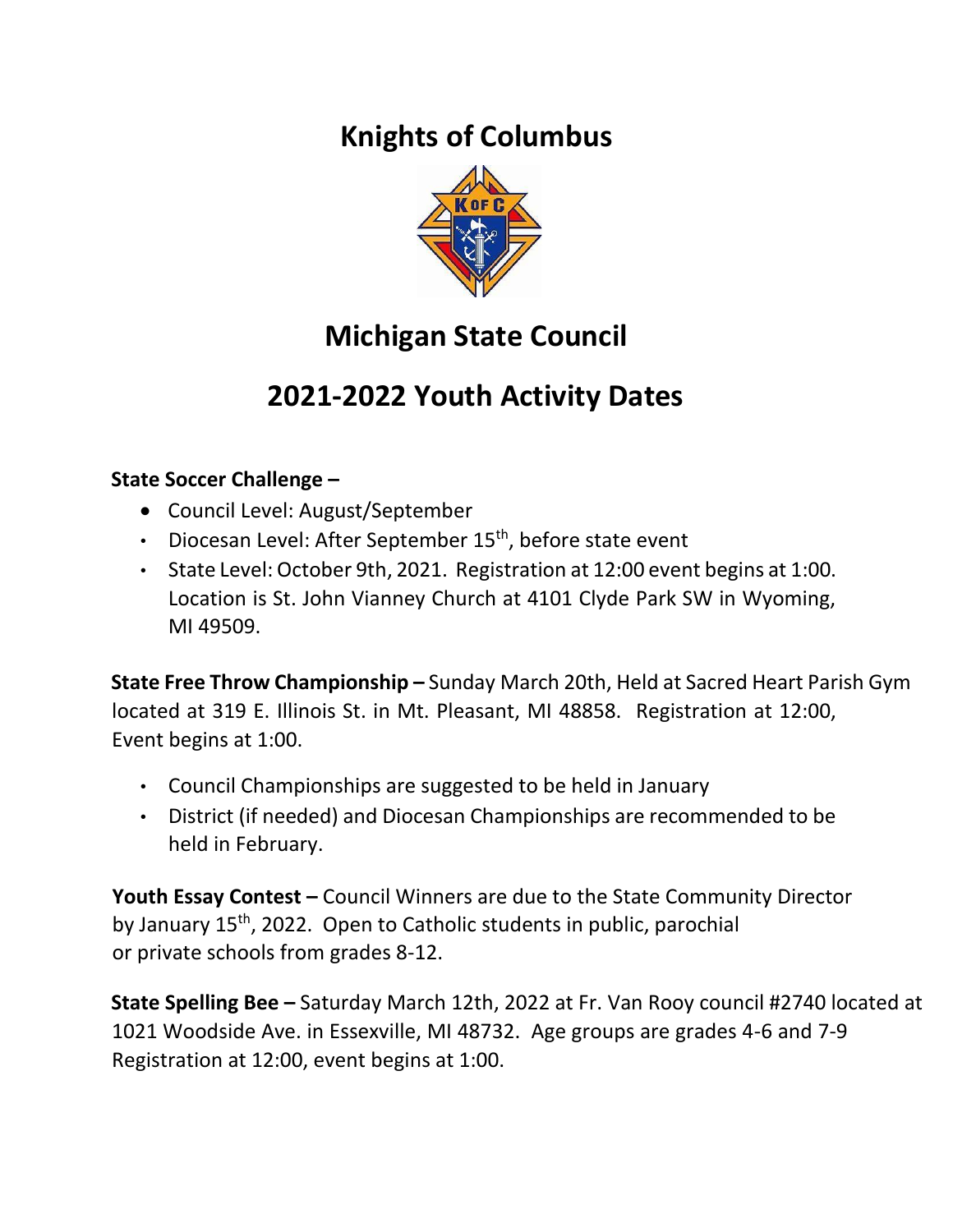# Knights of Columbus

## Michigan State Council

## 2021-2022 Youth Activity Dates

**State Soccer Challenge –**

- Council Level: August/September
- Diocesan Level: After September 15th, before state event
- State Level: October 9th, 2021. Registration at 12:00 event begins at 1:00. Location is St. John Vianney Church at 4101 Clyde Park SW in Wyoming, MI 49509.

**State Free Throw Championship –** Sunday March 20th, Held at Sacred Heart Parish Gym located at 319 E. Illinois St. in Mt. Pleasant, MI 48858. Registration at 12:00, Event begins at 1:00.

- Council Championships are suggested to be held in January
- District (if needed) and Diocesan Championships are recommended to be held in February.

**Youth Essay Contest –** Council Winners are due to the State Community Director by January 15th, 2022. Open to Catholic students in public, parochial or private schools from grades 8-12.

**State Spelling Bee –** Saturday March 12th, 2022 at Fr. Van Rooy council #2740 located at 1021 Woodside Ave. in Essexville, MI 48732. Age groups are grades 4-6 and 7-9 Registration at 12:00, event begins at 1:00.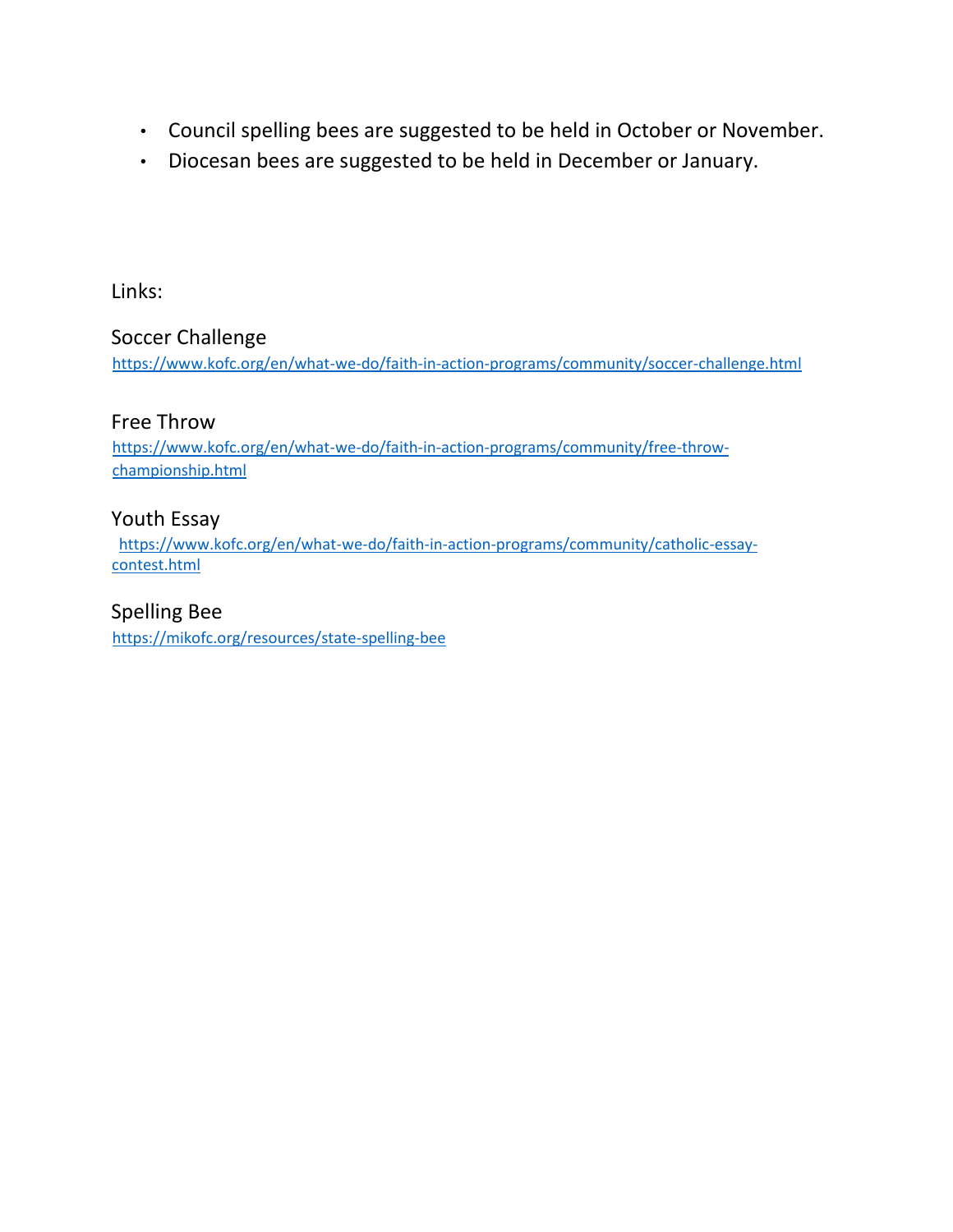- Council spelling bees are suggested to be held in October or November.
- Diocesan bees are suggested to be held in December or January.

Links:

Soccer Challenge
https://www.kofc.org/en/what-we-do/faith-in-action-programs/community/soccer-challenge.html

Free Throw
https://www.kofc.org/en/what-we-do/faith-in-action-programs/community/free-throw-championship.html

Youth Essay
https://www.kofc.org/en/what-we-do/faith-in-action-programs/community/catholic-essay-contest.html

Spelling Bee
https://mikofc.org/resources/state-spelling-bee